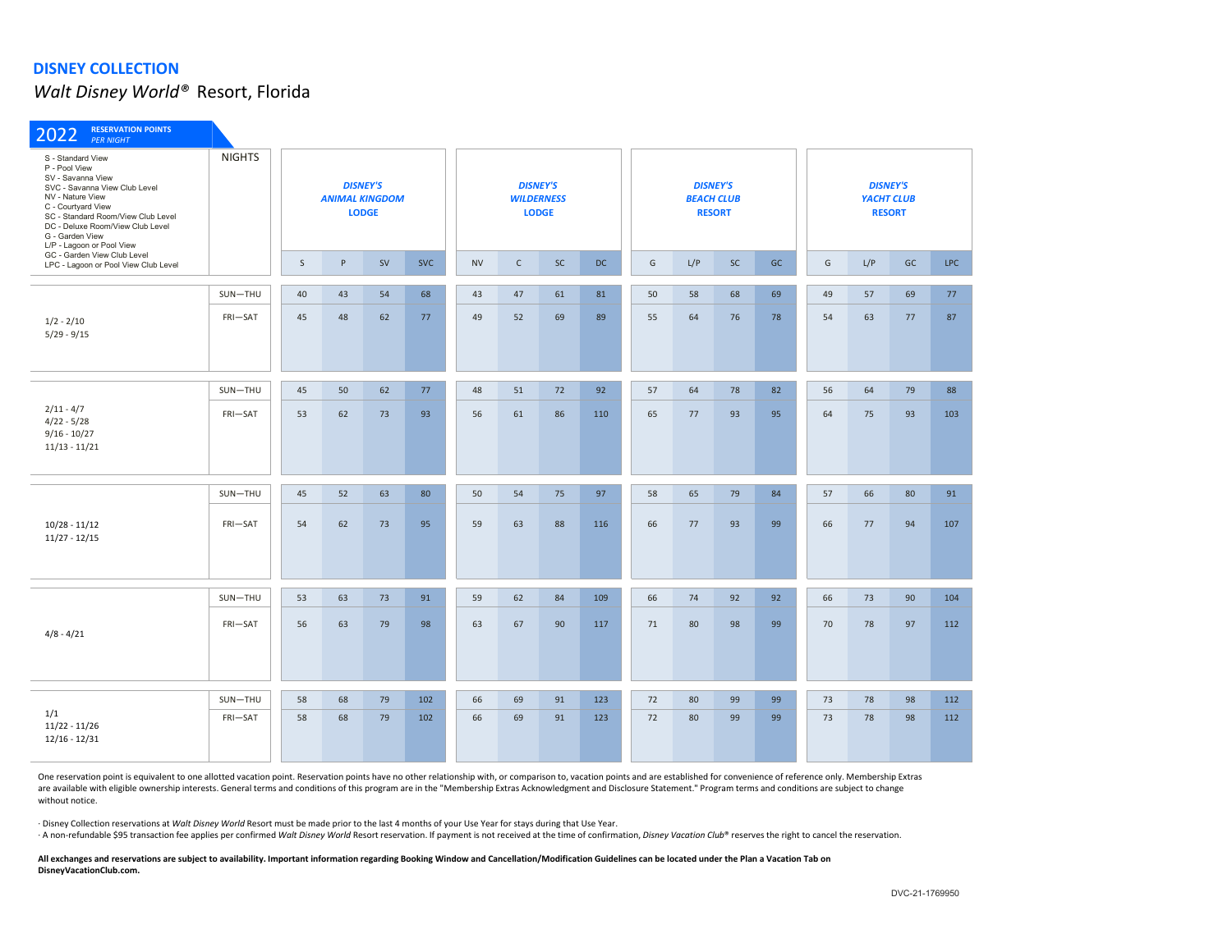**DISNEY COLLECTION**

*Walt Disney World®* Resort, Florida

**2022** RESERVATION POINTS *PER NIGHT*

S - Standard View
P - Pool View
SV - Savanna View
SVC - Savanna View Club Level
NV - Nature View
C - Courtyard View
SC - Standard Room/View Club Level
DC - Deluxe Room/View Club Level
G - Garden View
L/P - Lagoon or Pool View
GC - Garden View Club Level
LPC - Lagoon or Pool View Club Level

| | NIGHTS | DISNEY'S ANIMAL KINGDOM LODGE | | | | DISNEY'S WILDERNESS LODGE | | | | DISNEY'S BEACH CLUB RESORT | | | | DISNEY'S YACHT CLUB RESORT | | | |
|---|---|---|---|---|---|---|---|---|---|---|---|---|---|---|---|---|---|
| | | S | P | SV | SVC | NV | C | SC | DC | G | L/P | SC | GC | G | L/P | GC | LPC |
| 1/2 - 2/10<br>5/29 - 9/15 | SUN—THU | 40 | 43 | 54 | 68 | 43 | 47 | 61 | 81 | 50 | 58 | 68 | 69 | 49 | 57 | 69 | 77 |
| | FRI—SAT | 45 | 48 | 62 | 77 | 49 | 52 | 69 | 89 | 55 | 64 | 76 | 78 | 54 | 63 | 77 | 87 |
| 2/11 - 4/7<br>4/22 - 5/28<br>9/16 - 10/27<br>11/13 - 11/21 | SUN—THU | 45 | 50 | 62 | 77 | 48 | 51 | 72 | 92 | 57 | 64 | 78 | 82 | 56 | 64 | 79 | 88 |
| | FRI—SAT | 53 | 62 | 73 | 93 | 56 | 61 | 86 | 110 | 65 | 77 | 93 | 95 | 64 | 75 | 93 | 103 |
| 10/28 - 11/12<br>11/27 - 12/15 | SUN—THU | 45 | 52 | 63 | 80 | 50 | 54 | 75 | 97 | 58 | 65 | 79 | 84 | 57 | 66 | 80 | 91 |
| | FRI—SAT | 54 | 62 | 73 | 95 | 59 | 63 | 88 | 116 | 66 | 77 | 93 | 99 | 66 | 77 | 94 | 107 |
| 4/8 - 4/21 | SUN—THU | 53 | 63 | 73 | 91 | 59 | 62 | 84 | 109 | 66 | 74 | 92 | 92 | 66 | 73 | 90 | 104 |
| | FRI—SAT | 56 | 63 | 79 | 98 | 63 | 67 | 90 | 117 | 71 | 80 | 98 | 99 | 70 | 78 | 97 | 112 |
| 1/1<br>11/22 - 11/26<br>12/16 - 12/31 | SUN—THU | 58 | 68 | 79 | 102 | 66 | 69 | 91 | 123 | 72 | 80 | 99 | 99 | 73 | 78 | 98 | 112 |
| | FRI—SAT | 58 | 68 | 79 | 102 | 66 | 69 | 91 | 123 | 72 | 80 | 99 | 99 | 73 | 78 | 98 | 112 |

One reservation point is equivalent to one allotted vacation point. Reservation points have no other relationship with, or comparison to, vacation points and are established for convenience of reference only. Membership Extras are available with eligible ownership interests. General terms and conditions of this program are in the "Membership Extras Acknowledgment and Disclosure Statement." Program terms and conditions are subject to change without notice.

· Disney Collection reservations at *Walt Disney World* Resort must be made prior to the last 4 months of your Use Year for stays during that Use Year.
· A non-refundable $95 transaction fee applies per confirmed *Walt Disney World* Resort reservation. If payment is not received at the time of confirmation, *Disney Vacation Club®* reserves the right to cancel the reservation.

**All exchanges and reservations are subject to availability. Important information regarding Booking Window and Cancellation/Modification Guidelines can be located under the Plan a Vacation Tab on DisneyVacationClub.com.**

DVC-21-1769950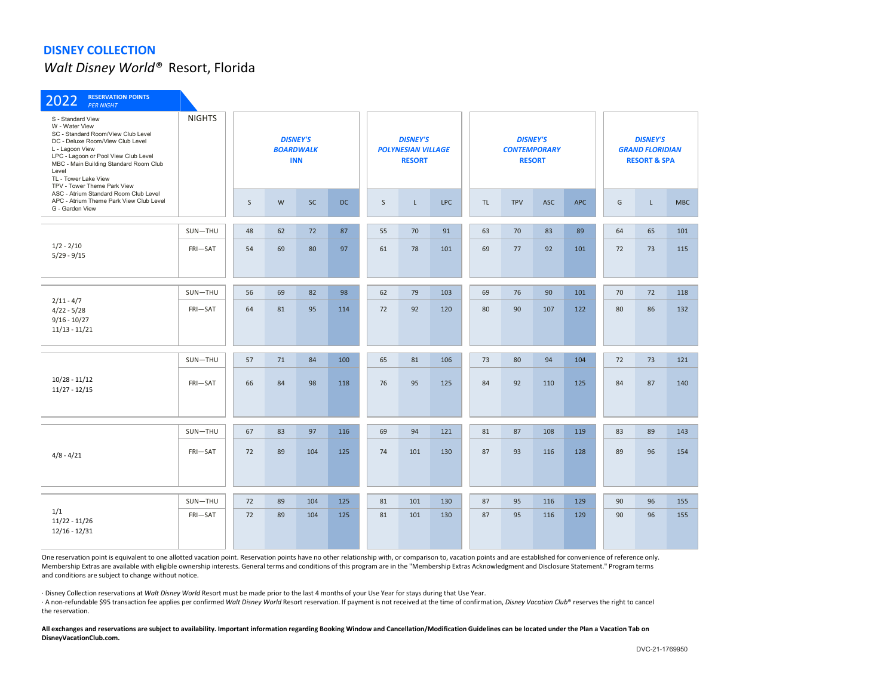## DISNEY COLLECTION

*Walt Disney World®* Resort, Florida

**2022 RESERVATION POINTS** *PER NIGHT*

S - Standard View
W - Water View
SC - Standard Room/View Club Level
DC - Deluxe Room/View Club Level
L - Lagoon View
LPC - Lagoon or Pool View Club Level
MBC - Main Building Standard Room Club Level
TL - Tower Lake View
TPV - Tower Theme Park View
ASC - Atrium Standard Room Club Level
APC - Atrium Theme Park View Club Level
G - Garden View

| | NIGHTS | DISNEY'S BOARDWALK INN | | | | DISNEY'S POLYNESIAN VILLAGE RESORT | | | DISNEY'S CONTEMPORARY RESORT | | | | DISNEY'S GRAND FLORIDIAN RESORT & SPA | | |
|---|---|---|---|---|---|---|---|---|---|---|---|---|---|---|---|
| | | S | W | SC | DC | S | L | LPC | TL | TPV | ASC | APC | G | L | MBC |
| 1/2 - 2/10<br>5/29 - 9/15 | SUN—THU | 48 | 62 | 72 | 87 | 55 | 70 | 91 | 63 | 70 | 83 | 89 | 64 | 65 | 101 |
| | FRI—SAT | 54 | 69 | 80 | 97 | 61 | 78 | 101 | 69 | 77 | 92 | 101 | 72 | 73 | 115 |
| 2/11 - 4/7<br>4/22 - 5/28<br>9/16 - 10/27<br>11/13 - 11/21 | SUN—THU | 56 | 69 | 82 | 98 | 62 | 79 | 103 | 69 | 76 | 90 | 101 | 70 | 72 | 118 |
| | FRI—SAT | 64 | 81 | 95 | 114 | 72 | 92 | 120 | 80 | 90 | 107 | 122 | 80 | 86 | 132 |
| 10/28 - 11/12<br>11/27 - 12/15 | SUN—THU | 57 | 71 | 84 | 100 | 65 | 81 | 106 | 73 | 80 | 94 | 104 | 72 | 73 | 121 |
| | FRI—SAT | 66 | 84 | 98 | 118 | 76 | 95 | 125 | 84 | 92 | 110 | 125 | 84 | 87 | 140 |
| 4/8 - 4/21 | SUN—THU | 67 | 83 | 97 | 116 | 69 | 94 | 121 | 81 | 87 | 108 | 119 | 83 | 89 | 143 |
| | FRI—SAT | 72 | 89 | 104 | 125 | 74 | 101 | 130 | 87 | 93 | 116 | 128 | 89 | 96 | 154 |
| 1/1<br>11/22 - 11/26<br>12/16 - 12/31 | SUN—THU | 72 | 89 | 104 | 125 | 81 | 101 | 130 | 87 | 95 | 116 | 129 | 90 | 96 | 155 |
| | FRI—SAT | 72 | 89 | 104 | 125 | 81 | 101 | 130 | 87 | 95 | 116 | 129 | 90 | 96 | 155 |

One reservation point is equivalent to one allotted vacation point. Reservation points have no other relationship with, or comparison to, vacation points and are established for convenience of reference only. Membership Extras are available with eligible ownership interests. General terms and conditions of this program are in the "Membership Extras Acknowledgment and Disclosure Statement." Program terms and conditions are subject to change without notice.

· Disney Collection reservations at *Walt Disney World* Resort must be made prior to the last 4 months of your Use Year for stays during that Use Year.
· A non-refundable $95 transaction fee applies per confirmed *Walt Disney World* Resort reservation. If payment is not received at the time of confirmation, *Disney Vacation Club®* reserves the right to cancel the reservation.

**All exchanges and reservations are subject to availability. Important information regarding Booking Window and Cancellation/Modification Guidelines can be located under the Plan a Vacation Tab on DisneyVacationClub.com.**

DVC-21-1769950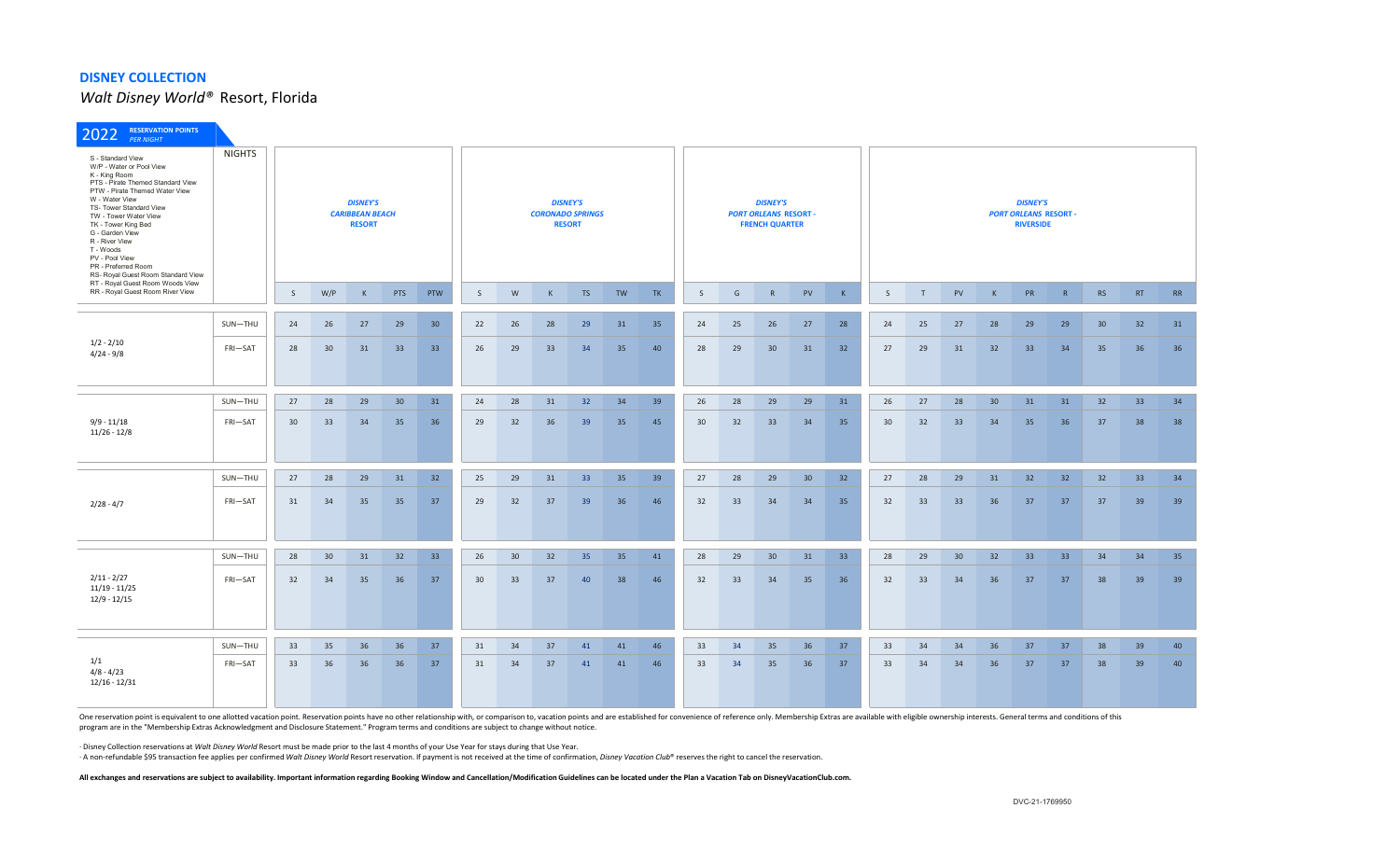**DISNEY COLLECTION**

*Walt Disney World®* Resort, Florida

**2022 RESERVATION POINTS** *PER NIGHT*

S - Standard View
W/P - Water or Pool View
K - King Room
PTS - Pirate Themed Standard View
PTW - Pirate Themed Water View
W - Water View
TS- Tower Standard View
TW - Tower Water View
TK - Tower King Bed
G - Garden View
R - River View
T - Woods
PV - Pool View
PR - Preferred Room
RS- Royal Guest Room Standard View
RT - Royal Guest Room Woods View
RR - Royal Guest Room River View

| | NIGHTS | *DISNEY'S CARIBBEAN BEACH RESORT* | | | | | *DISNEY'S CORONADO SPRINGS RESORT* | | | | | | *DISNEY'S PORT ORLEANS RESORT - FRENCH QUARTER* | | | | | *DISNEY'S PORT ORLEANS RESORT - RIVERSIDE* | | | | | | | | |
|---|---|---|---|---|---|---|---|---|---|---|---|---|---|---|---|---|---|---|---|---|---|---|---|---|---|---|
| | | S | W/P | K | PTS | PTW | S | W | K | TS | TW | TK | S | G | R | PV | K | S | T | PV | K | PR | R | RS | RT | RR |
| 1/2 - 2/10, 4/24 - 9/8 | SUN—THU | 24 | 26 | 27 | 29 | 30 | 22 | 26 | 28 | 29 | 31 | 35 | 24 | 25 | 26 | 27 | 28 | 24 | 25 | 27 | 28 | 29 | 29 | 30 | 32 | 31 |
| | FRI—SAT | 28 | 30 | 31 | 33 | 33 | 26 | 29 | 33 | 34 | 35 | 40 | 28 | 29 | 30 | 31 | 32 | 27 | 29 | 31 | 32 | 33 | 34 | 35 | 36 | 36 |
| 9/9 - 11/18, 11/26 - 12/8 | SUN—THU | 27 | 28 | 29 | 30 | 31 | 24 | 28 | 31 | 32 | 34 | 39 | 26 | 28 | 29 | 29 | 31 | 26 | 27 | 28 | 30 | 31 | 31 | 32 | 33 | 34 |
| | FRI—SAT | 30 | 33 | 34 | 35 | 36 | 29 | 32 | 36 | 39 | 35 | 45 | 30 | 32 | 33 | 34 | 35 | 30 | 32 | 33 | 34 | 35 | 36 | 37 | 38 | 38 |
| 2/28 - 4/7 | SUN—THU | 27 | 28 | 29 | 31 | 32 | 25 | 29 | 31 | 33 | 35 | 39 | 27 | 28 | 29 | 30 | 32 | 27 | 28 | 29 | 31 | 32 | 32 | 32 | 33 | 34 |
| | FRI—SAT | 31 | 34 | 35 | 35 | 37 | 29 | 32 | 37 | 39 | 36 | 46 | 32 | 33 | 34 | 34 | 35 | 32 | 33 | 33 | 36 | 37 | 37 | 37 | 39 | 39 |
| 2/11 - 2/27, 11/19 - 11/25, 12/9 - 12/15 | SUN—THU | 28 | 30 | 31 | 32 | 33 | 26 | 30 | 32 | 35 | 35 | 41 | 28 | 29 | 30 | 31 | 33 | 28 | 29 | 30 | 32 | 33 | 33 | 34 | 34 | 35 |
| | FRI—SAT | 32 | 34 | 35 | 36 | 37 | 30 | 33 | 37 | 40 | 38 | 46 | 32 | 33 | 34 | 35 | 36 | 32 | 33 | 34 | 36 | 37 | 37 | 38 | 39 | 39 |
| 1/1, 4/8 - 4/23, 12/16 - 12/31 | SUN—THU | 33 | 35 | 36 | 36 | 37 | 31 | 34 | 37 | 41 | 41 | 46 | 33 | 34 | 35 | 36 | 37 | 33 | 34 | 34 | 36 | 37 | 37 | 38 | 39 | 40 |
| | FRI—SAT | 33 | 36 | 36 | 36 | 37 | 31 | 34 | 37 | 41 | 41 | 46 | 33 | 34 | 35 | 36 | 37 | 33 | 34 | 34 | 36 | 37 | 37 | 38 | 39 | 40 |

One reservation point is equivalent to one allotted vacation point. Reservation points have no other relationship with, or comparison to, vacation points and are established for convenience of reference only. Membership Extras are available with eligible ownership interests. General terms and conditions of this program are in the "Membership Extras Acknowledgment and Disclosure Statement." Program terms and conditions are subject to change without notice.

· Disney Collection reservations at *Walt Disney World* Resort must be made prior to the last 4 months of your Use Year for stays during that Use Year.
· A non-refundable $95 transaction fee applies per confirmed *Walt Disney World* Resort reservation. If payment is not received at the time of confirmation, *Disney Vacation Club®* reserves the right to cancel the reservation.

**All exchanges and reservations are subject to availability. Important information regarding Booking Window and Cancellation/Modification Guidelines can be located under the Plan a Vacation Tab on DisneyVacationClub.com.**

DVC-21-1769950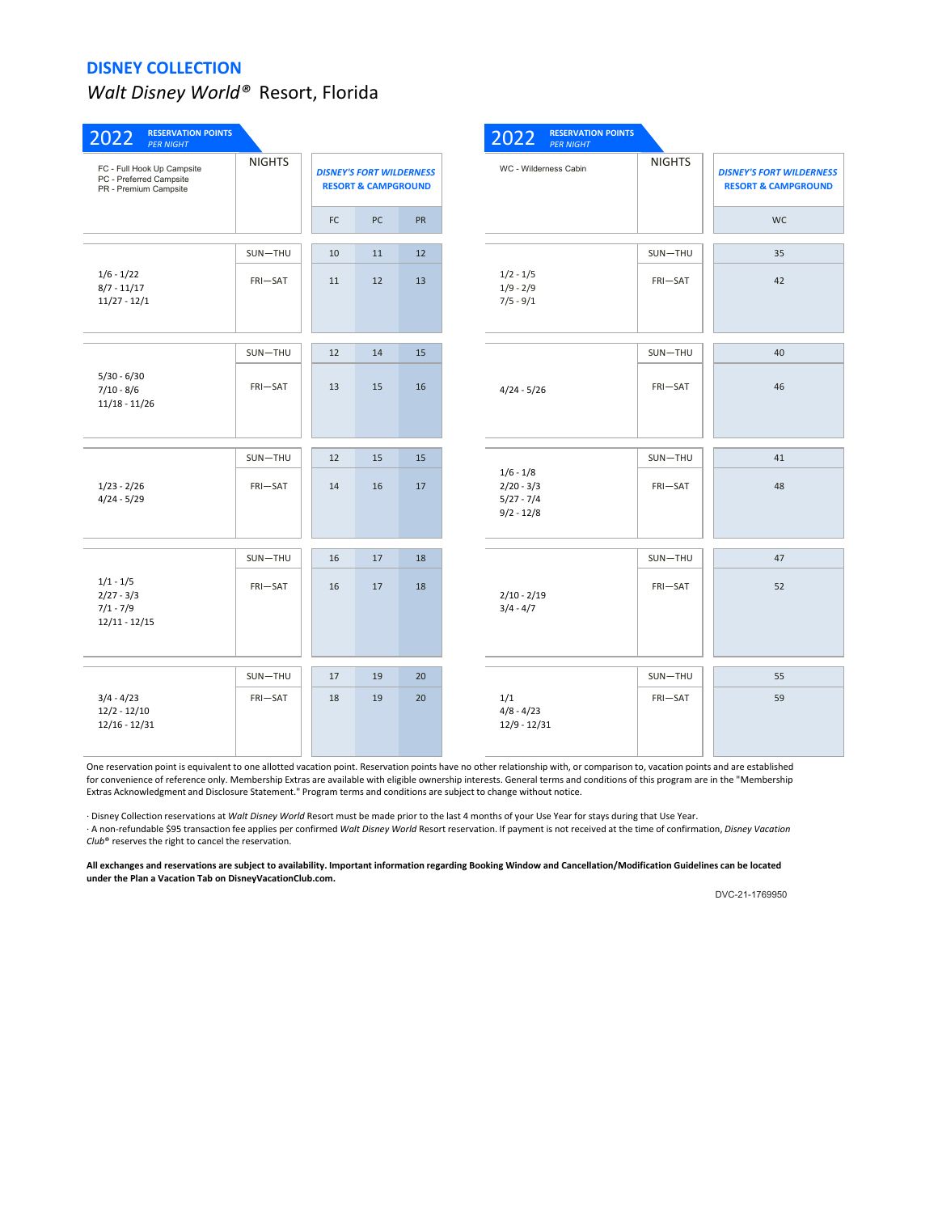## DISNEY COLLECTION

*Walt Disney World®* Resort, Florida

**2022** RESERVATION POINTS *PER NIGHT*

FC - Full Hook Up Campsite
PC - Preferred Campsite
PR - Premium Campsite

| | NIGHTS | *DISNEY'S FORT WILDERNESS RESORT & CAMPGROUND* | | |
|---|---|---|---|---|
| | | FC | PC | PR |
| 1/6 - 1/22<br>8/7 - 11/17<br>11/27 - 12/1 | SUN—THU | 10 | 11 | 12 |
| | FRI—SAT | 11 | 12 | 13 |
| 5/30 - 6/30<br>7/10 - 8/6<br>11/18 - 11/26 | SUN—THU | 12 | 14 | 15 |
| | FRI—SAT | 13 | 15 | 16 |
| 1/23 - 2/26<br>4/24 - 5/29 | SUN—THU | 12 | 15 | 15 |
| | FRI—SAT | 14 | 16 | 17 |
| 1/1 - 1/5<br>2/27 - 3/3<br>7/1 - 7/9<br>12/11 - 12/15 | SUN—THU | 16 | 17 | 18 |
| | FRI—SAT | 16 | 17 | 18 |
| 3/4 - 4/23<br>12/2 - 12/10<br>12/16 - 12/31 | SUN—THU | 17 | 19 | 20 |
| | FRI—SAT | 18 | 19 | 20 |

**2022** RESERVATION POINTS *PER NIGHT*

WC - Wilderness Cabin

| | NIGHTS | *DISNEY'S FORT WILDERNESS RESORT & CAMPGROUND* |
|---|---|---|
| | | WC |
| 1/2 - 1/5<br>1/9 - 2/9<br>7/5 - 9/1 | SUN—THU | 35 |
| | FRI—SAT | 42 |
| 4/24 - 5/26 | SUN—THU | 40 |
| | FRI—SAT | 46 |
| 1/6 - 1/8<br>2/20 - 3/3<br>5/27 - 7/4<br>9/2 - 12/8 | SUN—THU | 41 |
| | FRI—SAT | 48 |
| 2/10 - 2/19<br>3/4 - 4/7 | SUN—THU | 47 |
| | FRI—SAT | 52 |
| 1/1<br>4/8 - 4/23<br>12/9 - 12/31 | SUN—THU | 55 |
| | FRI—SAT | 59 |

One reservation point is equivalent to one allotted vacation point. Reservation points have no other relationship with, or comparison to, vacation points and are established for convenience of reference only. Membership Extras are available with eligible ownership interests. General terms and conditions of this program are in the "Membership Extras Acknowledgment and Disclosure Statement." Program terms and conditions are subject to change without notice.

· Disney Collection reservations at *Walt Disney World* Resort must be made prior to the last 4 months of your Use Year for stays during that Use Year.
· A non-refundable $95 transaction fee applies per confirmed *Walt Disney World* Resort reservation. If payment is not received at the time of confirmation, *Disney Vacation Club®* reserves the right to cancel the reservation.

**All exchanges and reservations are subject to availability. Important information regarding Booking Window and Cancellation/Modification Guidelines can be located under the Plan a Vacation Tab on DisneyVacationClub.com.**

DVC-21-1769950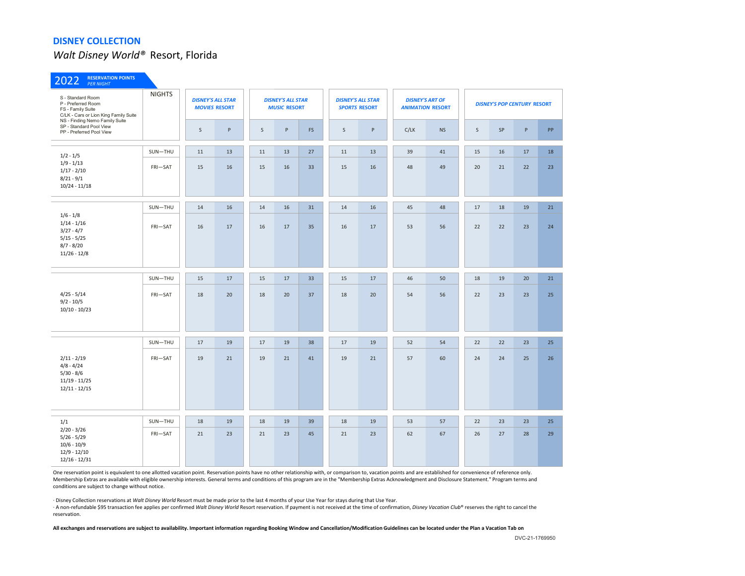**DISNEY COLLECTION**

*Walt Disney World®* Resort, Florida

**2022** RESERVATION POINTS *PER NIGHT*

S - Standard Room
P - Preferred Room
FS - Family Suite
C/LK - Cars or Lion King Family Suite
NS - Finding Nemo Family Suite
SP - Standard Pool View
PP - Preferred Pool View

| | NIGHTS | DISNEY'S ALL STAR MOVIES RESORT | | DISNEY'S ALL STAR MUSIC RESORT | | | DISNEY'S ALL STAR SPORTS RESORT | | DISNEY'S ART OF ANIMATION RESORT | | DISNEY'S POP CENTURY RESORT | | | |
|---|---|---|---|---|---|---|---|---|---|---|---|---|---|---|
| | | S | P | S | P | FS | S | P | C/LK | NS | S | SP | P | PP |
| 1/2 - 1/5<br>1/9 - 1/13<br>1/17 - 2/10<br>8/21 - 9/1<br>10/24 - 11/18 | SUN—THU | 11 | 13 | 11 | 13 | 27 | 11 | 13 | 39 | 41 | 15 | 16 | 17 | 18 |
| | FRI—SAT | 15 | 16 | 15 | 16 | 33 | 15 | 16 | 48 | 49 | 20 | 21 | 22 | 23 |
| 1/6 - 1/8<br>1/14 - 1/16<br>3/27 - 4/7<br>5/15 - 5/25<br>8/7 - 8/20<br>11/26 - 12/8 | SUN—THU | 14 | 16 | 14 | 16 | 31 | 14 | 16 | 45 | 48 | 17 | 18 | 19 | 21 |
| | FRI—SAT | 16 | 17 | 16 | 17 | 35 | 16 | 17 | 53 | 56 | 22 | 22 | 23 | 24 |
| 4/25 - 5/14<br>9/2 - 10/5<br>10/10 - 10/23 | SUN—THU | 15 | 17 | 15 | 17 | 33 | 15 | 17 | 46 | 50 | 18 | 19 | 20 | 21 |
| | FRI—SAT | 18 | 20 | 18 | 20 | 37 | 18 | 20 | 54 | 56 | 22 | 23 | 23 | 25 |
| 2/11 - 2/19<br>4/8 - 4/24<br>5/30 - 8/6<br>11/19 - 11/25<br>12/11 - 12/15 | SUN—THU | 17 | 19 | 17 | 19 | 38 | 17 | 19 | 52 | 54 | 22 | 22 | 23 | 25 |
| | FRI—SAT | 19 | 21 | 19 | 21 | 41 | 19 | 21 | 57 | 60 | 24 | 24 | 25 | 26 |
| 1/1<br>2/20 - 3/26<br>5/26 - 5/29<br>10/6 - 10/9<br>12/9 - 12/10<br>12/16 - 12/31 | SUN—THU | 18 | 19 | 18 | 19 | 39 | 18 | 19 | 53 | 57 | 22 | 23 | 23 | 25 |
| | FRI—SAT | 21 | 23 | 21 | 23 | 45 | 21 | 23 | 62 | 67 | 26 | 27 | 28 | 29 |

One reservation point is equivalent to one allotted vacation point. Reservation points have no other relationship with, or comparison to, vacation points and are established for convenience of reference only. Membership Extras are available with eligible ownership interests. General terms and conditions of this program are in the "Membership Extras Acknowledgment and Disclosure Statement." Program terms and conditions are subject to change without notice.

· Disney Collection reservations at *Walt Disney World* Resort must be made prior to the last 4 months of your Use Year for stays during that Use Year.
· A non-refundable $95 transaction fee applies per confirmed *Walt Disney World* Resort reservation. If payment is not received at the time of confirmation, *Disney Vacation Club®* reserves the right to cancel the reservation.

**All exchanges and reservations are subject to availability. Important information regarding Booking Window and Cancellation/Modification Guidelines can be located under the Plan a Vacation Tab on**

DVC-21-1769950